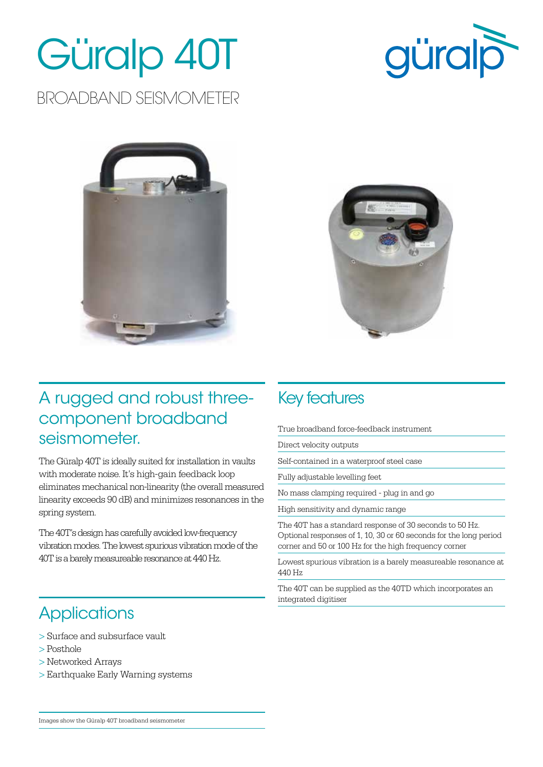# Güralp 40T

## BROADBAND SEISMOMETER

## A rugged and robust three-component broadband seismometer.

The Güralp 40T is ideally suited for installation in vaults with moderate noise. It's high-gain feedback loop eliminates mechanical non-linearity (the overall measured linearity exceeds 90 dB) and minimizes resonances in the spring system.

The 40T's design has carefully avoided low-frequency vibration modes. The lowest spurious vibration mode of the 40T is a barely measureable resonance at 440 Hz.

## Applications

> Surface and subsurface vault
> Posthole
> Networked Arrays
> Earthquake Early Warning systems

Images show the Güralp 40T broadband seismometer

## Key features

- True broadband force-feedback instrument
- Direct velocity outputs
- Self-contained in a waterproof steel case
- Fully adjustable levelling feet
- No mass clamping required - plug in and go
- High sensitivity and dynamic range
- The 40T has a standard response of 30 seconds to 50 Hz. Optional responses of 1, 10, 30 or 60 seconds for the long period corner and 50 or 100 Hz for the high frequency corner
- Lowest spurious vibration is a barely measureable resonance at 440 Hz
- The 40T can be supplied as the 40TD which incorporates an integrated digitiser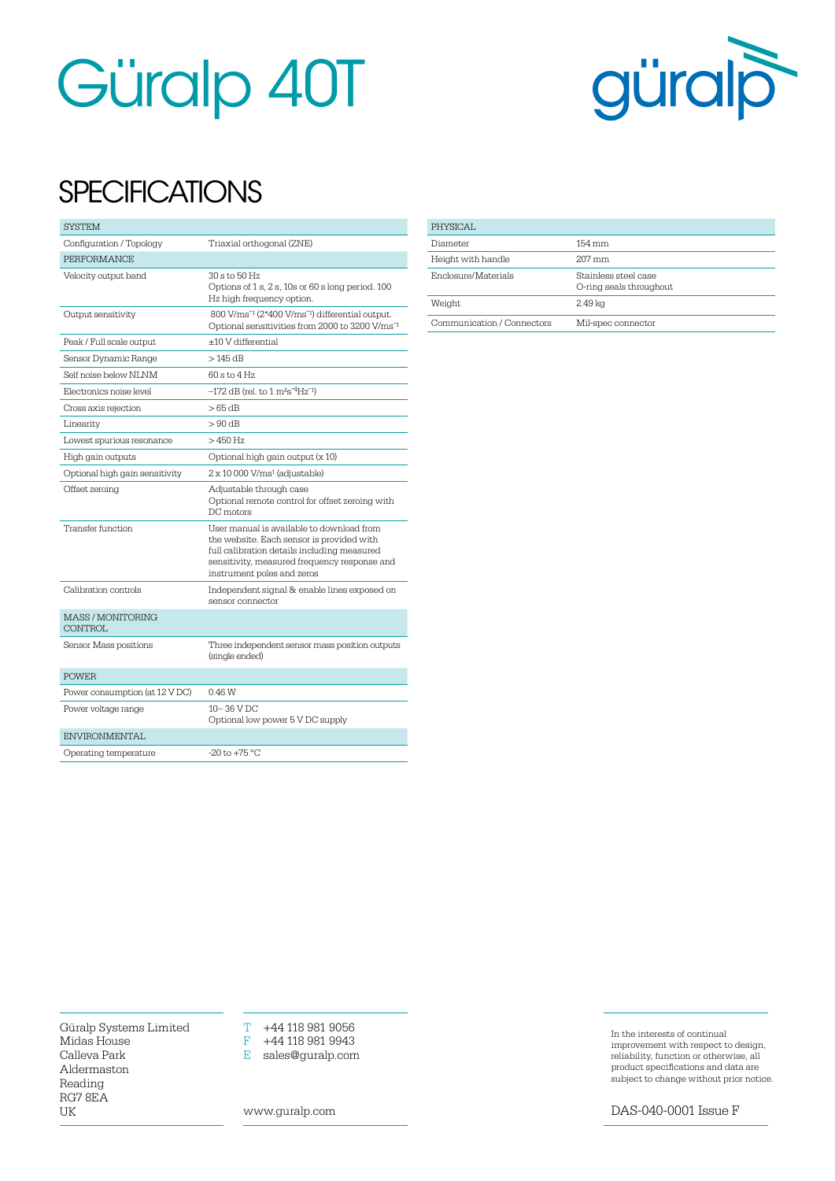# Güralp 40T

## SPECIFICATIONS

| SYSTEM | |
|---|---|
| Configuration / Topology | Triaxial orthogonal (ZNE) |
| PERFORMANCE | |
| Velocity output band | 30 s to 50 Hz<br>Options of 1 s, 2 s, 10s or 60 s long period. 100 Hz high frequency option. |
| Output sensitivity | 800 $V/ms^{-1}$ ($2*400\ V/ms^{-1}$) differential output.<br>Optional sensitivities from 2000 to 3200 $V/ms^{-1}$ |
| Peak / Full scale output | ±10 V differential |
| Sensor Dynamic Range | > 145 dB |
| Self noise below NLNM | 60 s to 4 Hz |
| Electronics noise level | –172 dB (rel. to 1 $m^2s^{-4}Hz^{-1}$) |
| Cross axis rejection | > 65 dB |
| Linearity | > 90 dB |
| Lowest spurious resonance | > 450 Hz |
| High gain outputs | Optional high gain output (x 10) |
| Optional high gain sensitivity | 2 x 10 000 $V/ms^{1}$ (adjustable) |
| Offset zeroing | Adjustable through case<br>Optional remote control for offset zeroing with DC motors |
| Transfer function | User manual is available to download from the website. Each sensor is provided with full calibration details including measured sensitivity, measured frequency response and instrument poles and zeros |
| Calibration controls | Independent signal & enable lines exposed on sensor connector |
| MASS / MONITORING CONTROL | |
| Sensor Mass positions | Three independent sensor mass position outputs (single ended) |
| POWER | |
| Power consumption (at 12 V DC) | 0.46 W |
| Power voltage range | 10– 36 V DC<br>Optional low power 5 V DC supply |
| ENVIRONMENTAL | |
| Operating temperature | -20 to +75 °C |

| PHYSICAL | |
|---|---|
| Diameter | 154 mm |
| Height with handle | 207 mm |
| Enclosure/Materials | Stainless steel case<br>O-ring seals throughout |
| Weight | 2.49 kg |
| Communication / Connectors | Mil-spec connector |

Güralp Systems Limited
Midas House
Calleva Park
Aldermaston
Reading
RG7 8EA
UK

T +44 118 981 9056
F +44 118 981 9943
E sales@guralp.com

www.guralp.com

In the interests of continual improvement with respect to design, reliability, function or otherwise, all product specifications and data are subject to change without prior notice.

DAS-040-0001 Issue F